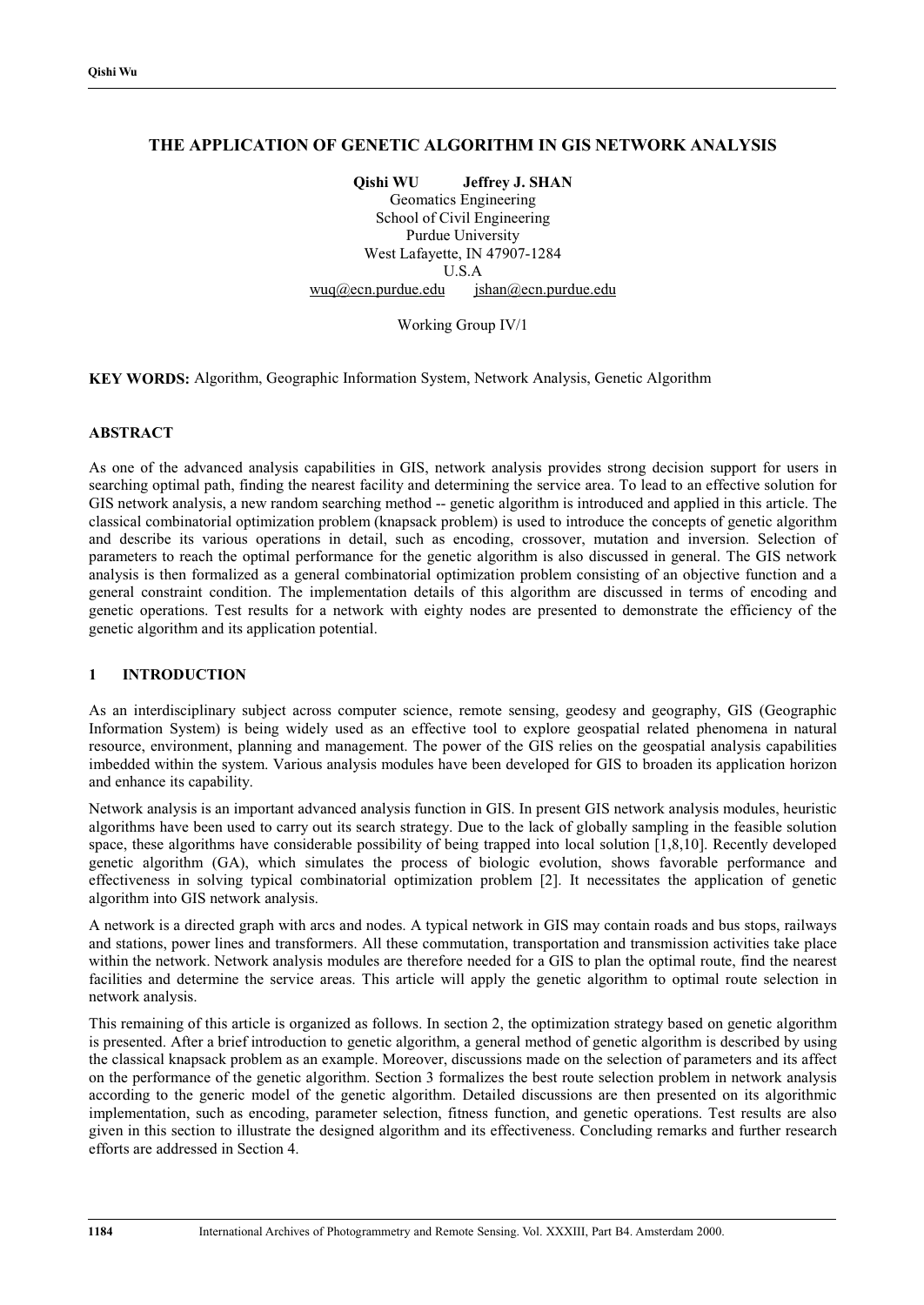# THE APPLICATION OF GENETIC ALGORITHM IN GIS NETWORK ANALYSIS

**Qishi WU** **Jeffrey J. SHAN**
Geomatics Engineering
School of Civil Engineering
Purdue University
West Lafayette, IN 47907-1284
U.S.A
wuq@ecn.purdue.edu jshan@ecn.purdue.edu

Working Group IV/1

**KEY WORDS:** Algorithm, Geographic Information System, Network Analysis, Genetic Algorithm

## ABSTRACT

As one of the advanced analysis capabilities in GIS, network analysis provides strong decision support for users in searching optimal path, finding the nearest facility and determining the service area. To lead to an effective solution for GIS network analysis, a new random searching method -- genetic algorithm is introduced and applied in this article. The classical combinatorial optimization problem (knapsack problem) is used to introduce the concepts of genetic algorithm and describe its various operations in detail, such as encoding, crossover, mutation and inversion. Selection of parameters to reach the optimal performance for the genetic algorithm is also discussed in general. The GIS network analysis is then formalized as a general combinatorial optimization problem consisting of an objective function and a general constraint condition. The implementation details of this algorithm are discussed in terms of encoding and genetic operations. Test results for a network with eighty nodes are presented to demonstrate the efficiency of the genetic algorithm and its application potential.

## 1 INTRODUCTION

As an interdisciplinary subject across computer science, remote sensing, geodesy and geography, GIS (Geographic Information System) is being widely used as an effective tool to explore geospatial related phenomena in natural resource, environment, planning and management. The power of the GIS relies on the geospatial analysis capabilities imbedded within the system. Various analysis modules have been developed for GIS to broaden its application horizon and enhance its capability.

Network analysis is an important advanced analysis function in GIS. In present GIS network analysis modules, heuristic algorithms have been used to carry out its search strategy. Due to the lack of globally sampling in the feasible solution space, these algorithms have considerable possibility of being trapped into local solution [1,8,10]. Recently developed genetic algorithm (GA), which simulates the process of biologic evolution, shows favorable performance and effectiveness in solving typical combinatorial optimization problem [2]. It necessitates the application of genetic algorithm into GIS network analysis.

A network is a directed graph with arcs and nodes. A typical network in GIS may contain roads and bus stops, railways and stations, power lines and transformers. All these commutation, transportation and transmission activities take place within the network. Network analysis modules are therefore needed for a GIS to plan the optimal route, find the nearest facilities and determine the service areas. This article will apply the genetic algorithm to optimal route selection in network analysis.

This remaining of this article is organized as follows. In section 2, the optimization strategy based on genetic algorithm is presented. After a brief introduction to genetic algorithm, a general method of genetic algorithm is described by using the classical knapsack problem as an example. Moreover, discussions made on the selection of parameters and its affect on the performance of the genetic algorithm. Section 3 formalizes the best route selection problem in network analysis according to the generic model of the genetic algorithm. Detailed discussions are then presented on its algorithmic implementation, such as encoding, parameter selection, fitness function, and genetic operations. Test results are also given in this section to illustrate the designed algorithm and its effectiveness. Concluding remarks and further research efforts are addressed in Section 4.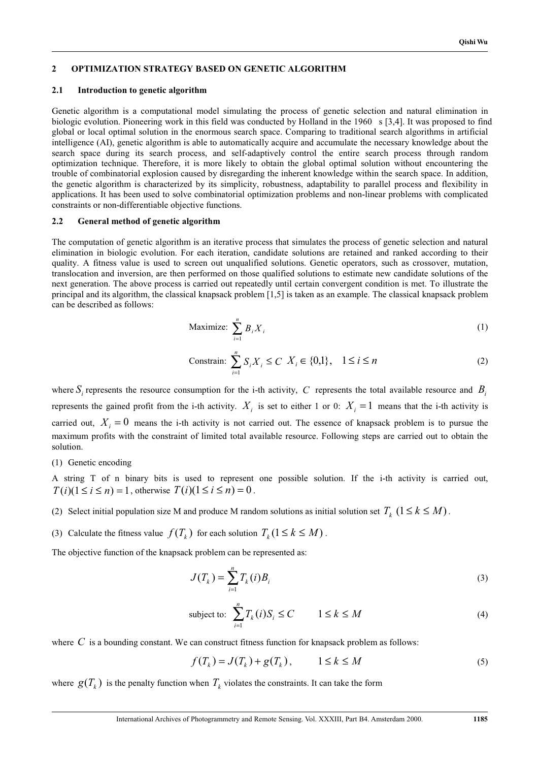## 2 OPTIMIZATION STRATEGY BASED ON GENETIC ALGORITHM

### 2.1 Introduction to genetic algorithm

Genetic algorithm is a computational model simulating the process of genetic selection and natural elimination in biologic evolution. Pioneering work in this field was conducted by Holland in the 1960 s [3,4]. It was proposed to find global or local optimal solution in the enormous search space. Comparing to traditional search algorithms in artificial intelligence (AI), genetic algorithm is able to automatically acquire and accumulate the necessary knowledge about the search space during its search process, and self-adaptively control the entire search process through random optimization technique. Therefore, it is more likely to obtain the global optimal solution without encountering the trouble of combinatorial explosion caused by disregarding the inherent knowledge within the search space. In addition, the genetic algorithm is characterized by its simplicity, robustness, adaptability to parallel process and flexibility in applications. It has been used to solve combinatorial optimization problems and non-linear problems with complicated constraints or non-differentiable objective functions.

### 2.2 General method of genetic algorithm

The computation of genetic algorithm is an iterative process that simulates the process of genetic selection and natural elimination in biologic evolution. For each iteration, candidate solutions are retained and ranked according to their quality. A fitness value is used to screen out unqualified solutions. Genetic operators, such as crossover, mutation, translocation and inversion, are then performed on those qualified solutions to estimate new candidate solutions of the next generation. The above process is carried out repeatedly until certain convergent condition is met. To illustrate the principal and its algorithm, the classical knapsack problem [1,5] is taken as an example. The classical knapsack problem can be described as follows:

$$\text{Maximize: } \sum_{i=1}^{n} B_i X_i \tag{1}$$

$$\text{Constrain: } \sum_{i=1}^{n} S_i X_i \leq C \quad X_i \in \{0,1\}, \quad 1 \leq i \leq n \tag{2}$$

where $S_i$ represents the resource consumption for the i-th activity, $C$ represents the total available resource and $B_i$ represents the gained profit from the i-th activity. $X_i$ is set to either 1 or 0: $X_i = 1$ means that the i-th activity is carried out, $X_i = 0$ means the i-th activity is not carried out. The essence of knapsack problem is to pursue the maximum profits with the constraint of limited total available resource. Following steps are carried out to obtain the solution.

(1) Genetic encoding

A string T of n binary bits is used to represent one possible solution. If the i-th activity is carried out, $T(i)(1 \leq i \leq n) = 1$, otherwise $T(i)(1 \leq i \leq n) = 0$.

(2) Select initial population size M and produce M random solutions as initial solution set $T_k \ (1 \leq k \leq M)$.

(3) Calculate the fitness value $f(T_k)$ for each solution $T_k (1 \leq k \leq M)$.

The objective function of the knapsack problem can be represented as:

$$J(T_k) = \sum_{i=1}^{n} T_k(i) B_i \tag{3}$$

$$\text{subject to: } \sum_{i=1}^{n} T_k(i) S_i \leq C \qquad 1 \leq k \leq M \tag{4}$$

where $C$ is a bounding constant. We can construct fitness function for knapsack problem as follows:

$$f(T_k) = J(T_k) + g(T_k), \qquad 1 \leq k \leq M \tag{5}$$

where $g(T_k)$ is the penalty function when $T_k$ violates the constraints. It can take the form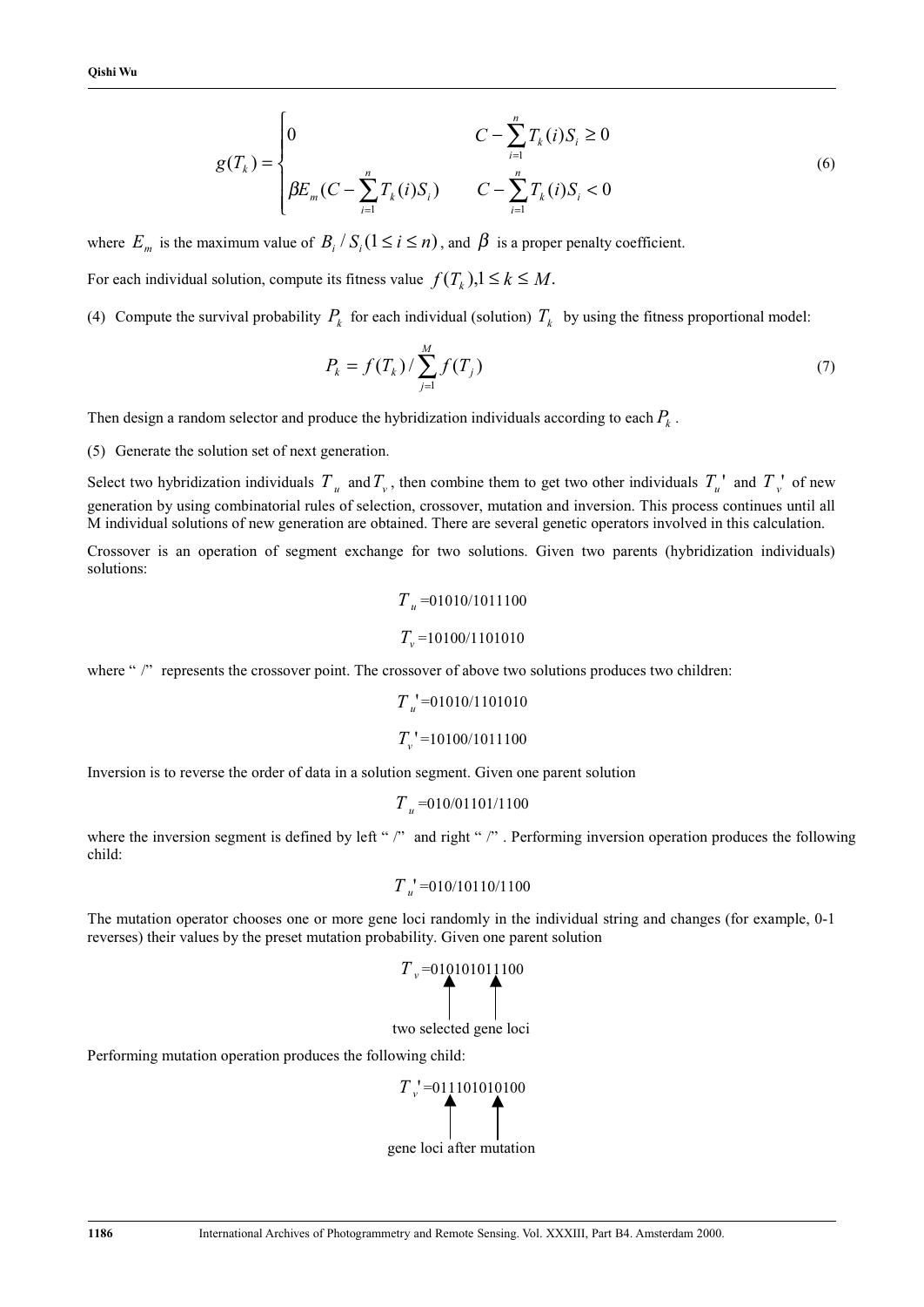$$
g(T_k) = \begin{cases} 0 & C - \sum_{i=1}^{n} T_k(i) S_i \geq 0 \\ \beta E_m (C - \sum_{i=1}^{n} T_k(i) S_i) & C - \sum_{i=1}^{n} T_k(i) S_i < 0 \end{cases} \tag{6}
$$

where $E_m$ is the maximum value of $B_i / S_i (1 \leq i \leq n)$, and $\beta$ is a proper penalty coefficient.

For each individual solution, compute its fitness value $f(T_k), 1 \leq k \leq M$.

(4) Compute the survival probability $P_k$ for each individual (solution) $T_k$ by using the fitness proportional model:

$$
P_k = f(T_k) / \sum_{j=1}^{M} f(T_j) \tag{7}
$$

Then design a random selector and produce the hybridization individuals according to each $P_k$.

(5) Generate the solution set of next generation.

Select two hybridization individuals $T_u$ and $T_v$, then combine them to get two other individuals $T_u'$ and $T_v'$ of new generation by using combinatorial rules of selection, crossover, mutation and inversion. This process continues until all M individual solutions of new generation are obtained. There are several genetic operators involved in this calculation.

Crossover is an operation of segment exchange for two solutions. Given two parents (hybridization individuals) solutions:

$T_u$=01010/1011100

$T_v$=10100/1101010

where " /" represents the crossover point. The crossover of above two solutions produces two children:

$T_u'$=01010/1101010

$T_v'$=10100/1011100

Inversion is to reverse the order of data in a solution segment. Given one parent solution

$T_u$=010/01101/1100

where the inversion segment is defined by left " /" and right " /" . Performing inversion operation produces the following child:

$T_u'$=010/10110/1100

The mutation operator chooses one or more gene loci randomly in the individual string and changes (for example, 0-1 reverses) their values by the preset mutation probability. Given one parent solution

$T_v$=010101011100

two selected gene loci

Performing mutation operation produces the following child:

$T_v'$=011101010100

gene loci after mutation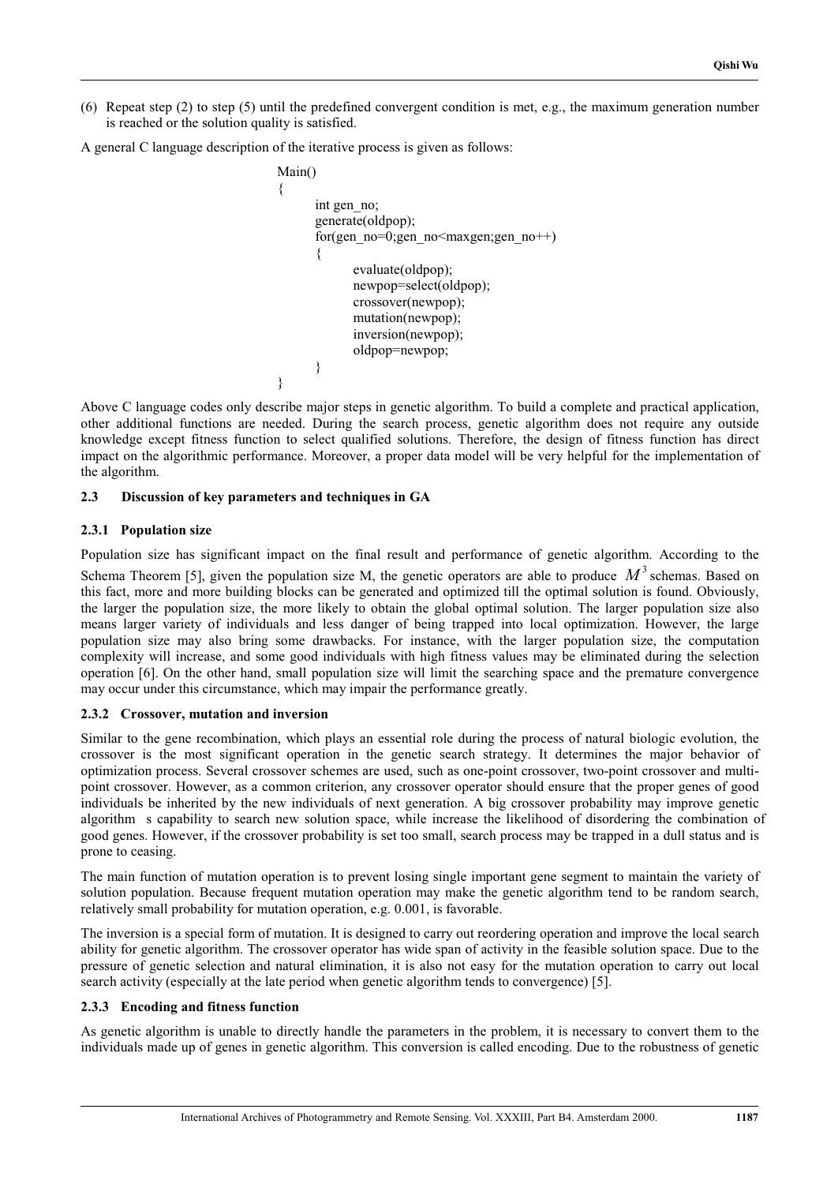(6) Repeat step (2) to step (5) until the predefined convergent condition is met, e.g., the maximum generation number is reached or the solution quality is satisfied.

A general C language description of the iterative process is given as follows:

```
Main()
{
      int gen_no;
      generate(oldpop);
      for(gen_no=0;gen_no<maxgen;gen_no++)
      {
            evaluate(oldpop);
            newpop=select(oldpop);
            crossover(newpop);
            mutation(newpop);
            inversion(newpop);
            oldpop=newpop;
      }
}
```

Above C language codes only describe major steps in genetic algorithm. To build a complete and practical application, other additional functions are needed. During the search process, genetic algorithm does not require any outside knowledge except fitness function to select qualified solutions. Therefore, the design of fitness function has direct impact on the algorithmic performance. Moreover, a proper data model will be very helpful for the implementation of the algorithm.

### 2.3 Discussion of key parameters and techniques in GA

#### 2.3.1 Population size

Population size has significant impact on the final result and performance of genetic algorithm. According to the Schema Theorem [5], given the population size M, the genetic operators are able to produce $M^3$ schemas. Based on this fact, more and more building blocks can be generated and optimized till the optimal solution is found. Obviously, the larger the population size, the more likely to obtain the global optimal solution. The larger population size also means larger variety of individuals and less danger of being trapped into local optimization. However, the large population size may also bring some drawbacks. For instance, with the larger population size, the computation complexity will increase, and some good individuals with high fitness values may be eliminated during the selection operation [6]. On the other hand, small population size will limit the searching space and the premature convergence may occur under this circumstance, which may impair the performance greatly.

#### 2.3.2 Crossover, mutation and inversion

Similar to the gene recombination, which plays an essential role during the process of natural biologic evolution, the crossover is the most significant operation in the genetic search strategy. It determines the major behavior of optimization process. Several crossover schemes are used, such as one-point crossover, two-point crossover and multi-point crossover. However, as a common criterion, any crossover operator should ensure that the proper genes of good individuals be inherited by the new individuals of next generation. A big crossover probability may improve genetic algorithm s capability to search new solution space, while increase the likelihood of disordering the combination of good genes. However, if the crossover probability is set too small, search process may be trapped in a dull status and is prone to ceasing.

The main function of mutation operation is to prevent losing single important gene segment to maintain the variety of solution population. Because frequent mutation operation may make the genetic algorithm tend to be random search, relatively small probability for mutation operation, e.g. 0.001, is favorable.

The inversion is a special form of mutation. It is designed to carry out reordering operation and improve the local search ability for genetic algorithm. The crossover operator has wide span of activity in the feasible solution space. Due to the pressure of genetic selection and natural elimination, it is also not easy for the mutation operation to carry out local search activity (especially at the late period when genetic algorithm tends to convergence) [5].

#### 2.3.3 Encoding and fitness function

As genetic algorithm is unable to directly handle the parameters in the problem, it is necessary to convert them to the individuals made up of genes in genetic algorithm. This conversion is called encoding. Due to the robustness of genetic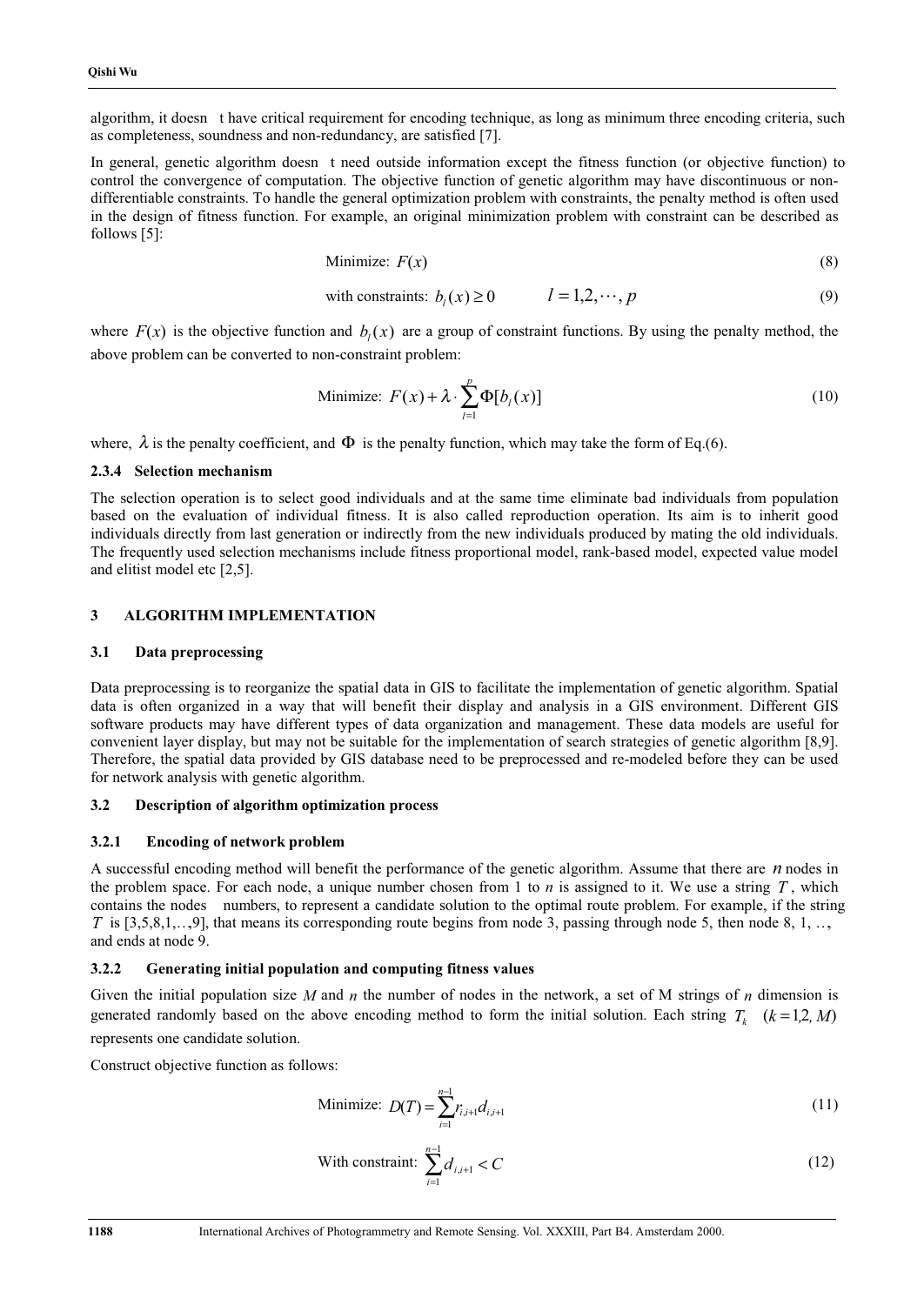algorithm, it doesn t have critical requirement for encoding technique, as long as minimum three encoding criteria, such as completeness, soundness and non-redundancy, are satisfied [7].

In general, genetic algorithm doesn t need outside information except the fitness function (or objective function) to control the convergence of computation. The objective function of genetic algorithm may have discontinuous or non-differentiable constraints. To handle the general optimization problem with constraints, the penalty method is often used in the design of fitness function. For example, an original minimization problem with constraint can be described as follows [5]:

$$\text{Minimize: } F(x) \tag{8}$$

$$\text{with constraints: } b_l(x) \geq 0 \qquad l = 1,2,\cdots,p \tag{9}$$

where $F(x)$ is the objective function and $b_l(x)$ are a group of constraint functions. By using the penalty method, the above problem can be converted to non-constraint problem:

$$\text{Minimize: } F(x) + \lambda \cdot \sum_{l=1}^{p} \Phi[b_l(x)] \tag{10}$$

where, $\lambda$ is the penalty coefficient, and $\Phi$ is the penalty function, which may take the form of Eq.(6).

#### 2.3.4 Selection mechanism

The selection operation is to select good individuals and at the same time eliminate bad individuals from population based on the evaluation of individual fitness. It is also called reproduction operation. Its aim is to inherit good individuals directly from last generation or indirectly from the new individuals produced by mating the old individuals. The frequently used selection mechanisms include fitness proportional model, rank-based model, expected value model and elitist model etc [2,5].

## 3 ALGORITHM IMPLEMENTATION

### 3.1 Data preprocessing

Data preprocessing is to reorganize the spatial data in GIS to facilitate the implementation of genetic algorithm. Spatial data is often organized in a way that will benefit their display and analysis in a GIS environment. Different GIS software products may have different types of data organization and management. These data models are useful for convenient layer display, but may not be suitable for the implementation of search strategies of genetic algorithm [8,9]. Therefore, the spatial data provided by GIS database need to be preprocessed and re-modeled before they can be used for network analysis with genetic algorithm.

### 3.2 Description of algorithm optimization process

#### 3.2.1 Encoding of network problem

A successful encoding method will benefit the performance of the genetic algorithm. Assume that there are $n$ nodes in the problem space. For each node, a unique number chosen from 1 to $n$ is assigned to it. We use a string $T$, which contains the nodes numbers, to represent a candidate solution to the optimal route problem. For example, if the string $T$ is [3,5,8,1,…,9], that means its corresponding route begins from node 3, passing through node 5, then node 8, 1, …, and ends at node 9.

#### 3.2.2 Generating initial population and computing fitness values

Given the initial population size $M$ and $n$ the number of nodes in the network, a set of M strings of $n$ dimension is generated randomly based on the above encoding method to form the initial solution. Each string $T_k \quad (k = 1,2, M)$ represents one candidate solution.

Construct objective function as follows:

$$\text{Minimize: } D(T) = \sum_{i=1}^{n-1} r_{i,i+1} d_{i,i+1} \tag{11}$$

$$\text{With constraint: } \sum_{i=1}^{n-1} d_{i,i+1} < C \tag{12}$$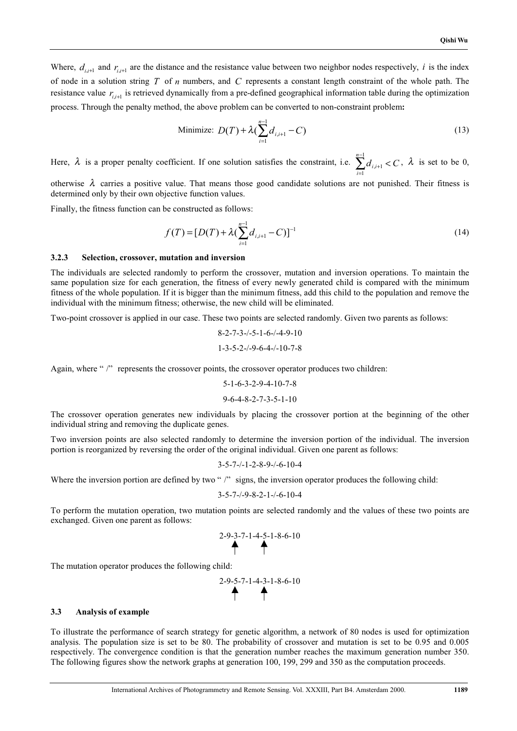Where, $d_{i,i+1}$ and $r_{i,i+1}$ are the distance and the resistance value between two neighbor nodes respectively, $i$ is the index of node in a solution string $T$ of $n$ numbers, and $C$ represents a constant length constraint of the whole path. The resistance value $r_{i,i+1}$ is retrieved dynamically from a pre-defined geographical information table during the optimization process. Through the penalty method, the above problem can be converted to non-constraint problem**:**

$$\text{Minimize: } D(T) + \lambda(\sum_{i=1}^{n-1} d_{i,i+1} - C) \tag{13}$$

Here, $\lambda$ is a proper penalty coefficient. If one solution satisfies the constraint, i.e. $\sum_{i=1}^{n-1} d_{i,i+1} < C$, $\lambda$ is set to be 0, otherwise $\lambda$ carries a positive value. That means those good candidate solutions are not punished. Their fitness is determined only by their own objective function values.

Finally, the fitness function can be constructed as follows:

$$f(T) = [D(T) + \lambda(\sum_{i=1}^{n-1} d_{i,i+1} - C)]^{-1} \tag{14}$$

### 3.2.3 Selection, crossover, mutation and inversion

The individuals are selected randomly to perform the crossover, mutation and inversion operations. To maintain the same population size for each generation, the fitness of every newly generated child is compared with the minimum fitness of the whole population. If it is bigger than the minimum fitness, add this child to the population and remove the individual with the minimum fitness; otherwise, the new child will be eliminated.

Two-point crossover is applied in our case. These two points are selected randomly. Given two parents as follows:

8-2-7-3-/-5-1-6-/-4-9-10

1-3-5-2-/-9-6-4-/-10-7-8

Again, where " /" represents the crossover points, the crossover operator produces two children:

5-1-6-3-2-9-4-10-7-8

9-6-4-8-2-7-3-5-1-10

The crossover operation generates new individuals by placing the crossover portion at the beginning of the other individual string and removing the duplicate genes.

Two inversion points are also selected randomly to determine the inversion portion of the individual. The inversion portion is reorganized by reversing the order of the original individual. Given one parent as follows:

3-5-7-/-1-2-8-9-/-6-10-4

Where the inversion portion are defined by two " /" signs, the inversion operator produces the following child:

3-5-7-/-9-8-2-1-/-6-10-4

To perform the mutation operation, two mutation points are selected randomly and the values of these two points are exchanged. Given one parent as follows:

2-9-3-7-1-4-5-1-8-6-10

The mutation operator produces the following child:

2-9-5-7-1-4-3-1-8-6-10

## 3.3 Analysis of example

To illustrate the performance of search strategy for genetic algorithm, a network of 80 nodes is used for optimization analysis. The population size is set to be 80. The probability of crossover and mutation is set to be 0.95 and 0.005 respectively. The convergence condition is that the generation number reaches the maximum generation number 350. The following figures show the network graphs at generation 100, 199, 299 and 350 as the computation proceeds.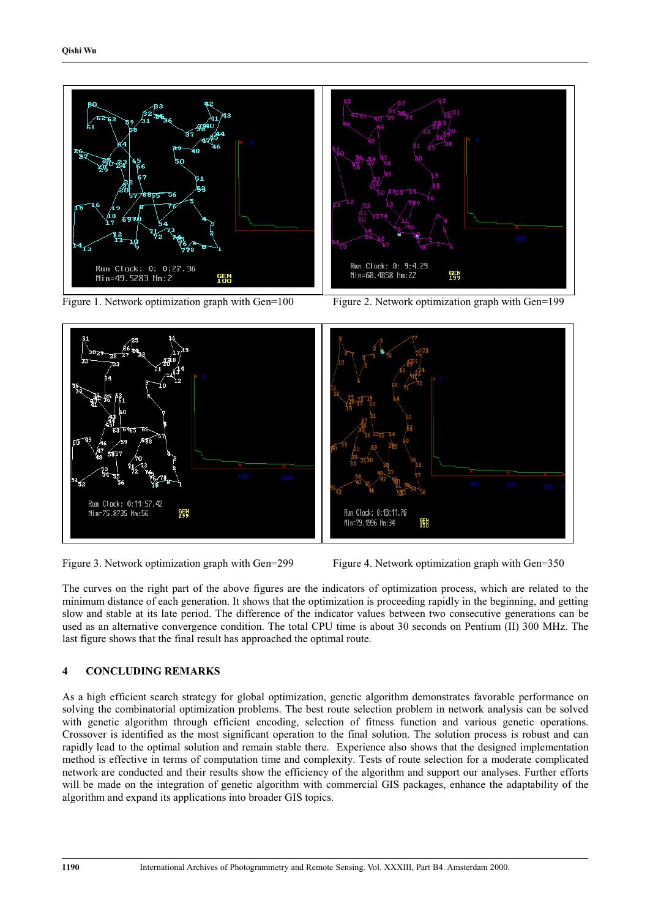Run Clock: 0: 0:27.36
Min=49.5283 Nm:2
GEN 100

Figure 1. Network optimization graph with Gen=100

Run Clock: 0: 9:4.29
Min=68.4858 Nm:22
GEN 199

Figure 2. Network optimization graph with Gen=199

Run Clock: 0:11:57.42
Min=75.8735 Nm:56
GEN 299

Figure 3. Network optimization graph with Gen=299

Run Clock: 0:13:11.76
Min=79.1996 Nm:34
GEN 350

Figure 4. Network optimization graph with Gen=350

The curves on the right part of the above figures are the indicators of optimization process, which are related to the minimum distance of each generation. It shows that the optimization is proceeding rapidly in the beginning, and getting slow and stable at its late period. The difference of the indicator values between two consecutive generations can be used as an alternative convergence condition. The total CPU time is about 30 seconds on Pentium (II) 300 MHz. The last figure shows that the final result has approached the optimal route.

## 4 CONCLUDING REMARKS

As a high efficient search strategy for global optimization, genetic algorithm demonstrates favorable performance on solving the combinatorial optimization problems. The best route selection problem in network analysis can be solved with genetic algorithm through efficient encoding, selection of fitness function and various genetic operations. Crossover is identified as the most significant operation to the final solution. The solution process is robust and can rapidly lead to the optimal solution and remain stable there. Experience also shows that the designed implementation method is effective in terms of computation time and complexity. Tests of route selection for a moderate complicated network are conducted and their results show the efficiency of the algorithm and support our analyses. Further efforts will be made on the integration of genetic algorithm with commercial GIS packages, enhance the adaptability of the algorithm and expand its applications into broader GIS topics.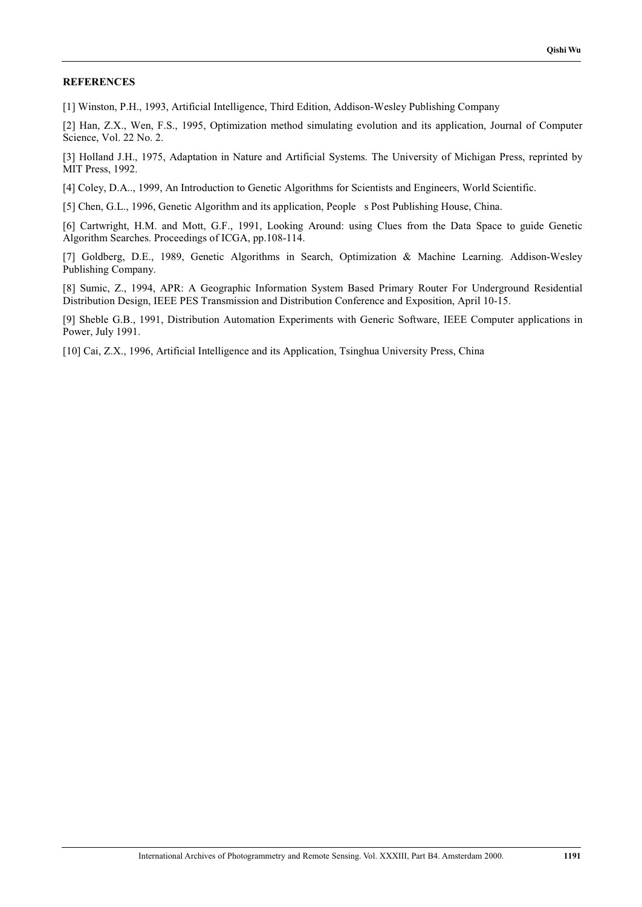**REFERENCES**

[1] Winston, P.H., 1993, Artificial Intelligence, Third Edition, Addison-Wesley Publishing Company

[2] Han, Z.X., Wen, F.S., 1995, Optimization method simulating evolution and its application, Journal of Computer Science, Vol. 22 No. 2.

[3] Holland J.H., 1975, Adaptation in Nature and Artificial Systems. The University of Michigan Press, reprinted by MIT Press, 1992.

[4] Coley, D.A.., 1999, An Introduction to Genetic Algorithms for Scientists and Engineers, World Scientific.

[5] Chen, G.L., 1996, Genetic Algorithm and its application, People s Post Publishing House, China.

[6] Cartwright, H.M. and Mott, G.F., 1991, Looking Around: using Clues from the Data Space to guide Genetic Algorithm Searches. Proceedings of ICGA, pp.108-114.

[7] Goldberg, D.E., 1989, Genetic Algorithms in Search, Optimization & Machine Learning. Addison-Wesley Publishing Company.

[8] Sumic, Z., 1994, APR: A Geographic Information System Based Primary Router For Underground Residential Distribution Design, IEEE PES Transmission and Distribution Conference and Exposition, April 10-15.

[9] Sheble G.B., 1991, Distribution Automation Experiments with Generic Software, IEEE Computer applications in Power, July 1991.

[10] Cai, Z.X., 1996, Artificial Intelligence and its Application, Tsinghua University Press, China